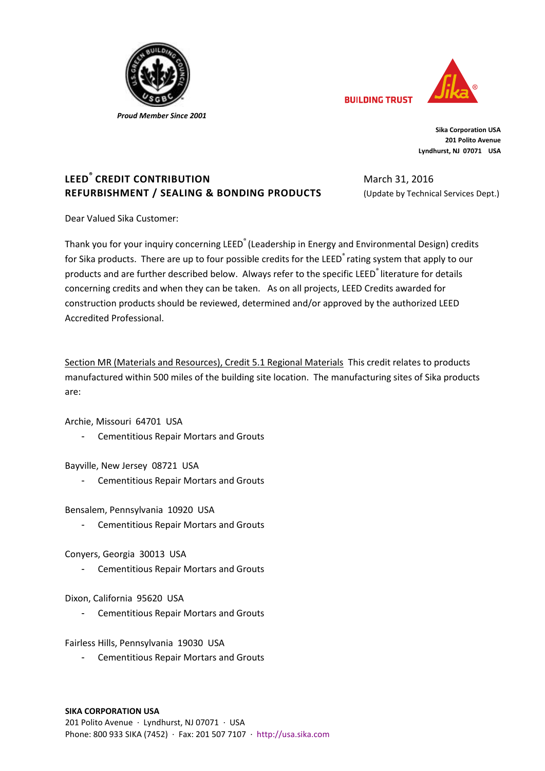Proud Member Since 2001

BUILDING TRUST

**Sika Corporation USA**
**201 Polito Avenue**
**Lyndhurst, NJ 07071 USA**

**LEED® CREDIT CONTRIBUTION**
**REFURBISHMENT / SEALING & BONDING PRODUCTS**

March 31, 2016
(Update by Technical Services Dept.)

Dear Valued Sika Customer:

Thank you for your inquiry concerning LEED® (Leadership in Energy and Environmental Design) credits for Sika products. There are up to four possible credits for the LEED® rating system that apply to our products and are further described below. Always refer to the specific LEED® literature for details concerning credits and when they can be taken. As on all projects, LEED Credits awarded for construction products should be reviewed, determined and/or approved by the authorized LEED Accredited Professional.

Section MR (Materials and Resources), Credit 5.1 Regional Materials This credit relates to products manufactured within 500 miles of the building site location. The manufacturing sites of Sika products are:

Archie, Missouri 64701 USA

- Cementitious Repair Mortars and Grouts

Bayville, New Jersey 08721 USA

- Cementitious Repair Mortars and Grouts

Bensalem, Pennsylvania 10920 USA

- Cementitious Repair Mortars and Grouts

Conyers, Georgia 30013 USA

- Cementitious Repair Mortars and Grouts

Dixon, California 95620 USA

- Cementitious Repair Mortars and Grouts

Fairless Hills, Pennsylvania 19030 USA

- Cementitious Repair Mortars and Grouts

**SIKA CORPORATION USA**
201 Polito Avenue · Lyndhurst, NJ 07071 · USA
Phone: 800 933 SIKA (7452) · Fax: 201 507 7107 · http://usa.sika.com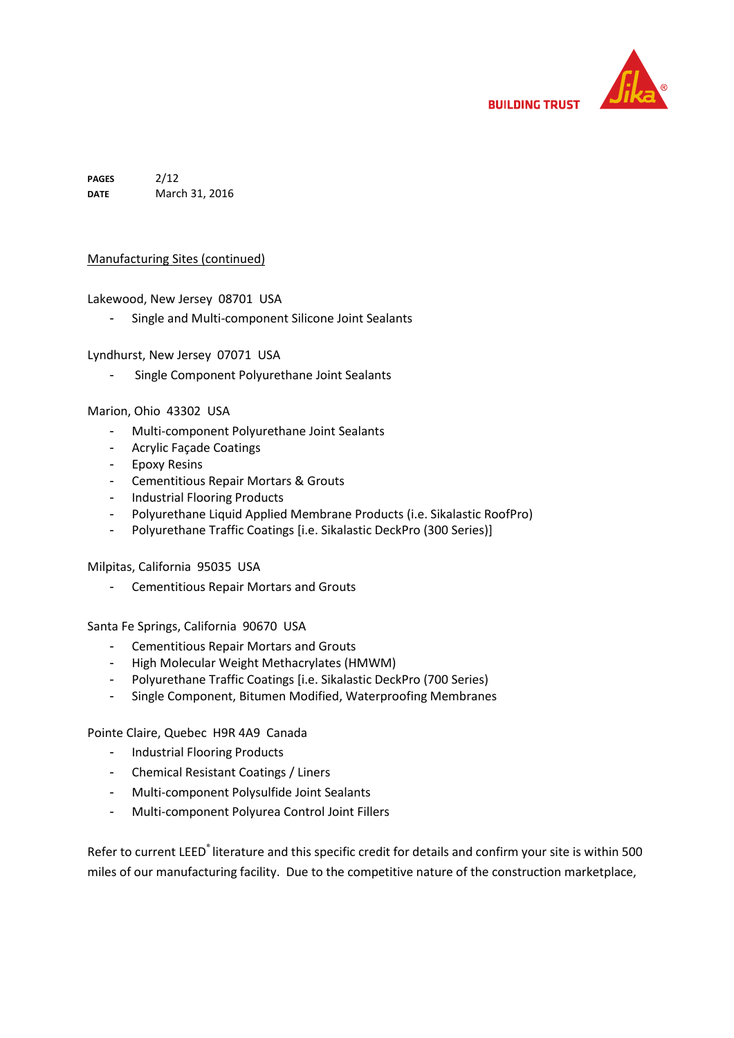Manufacturing Sites (continued)

Lakewood, New Jersey 08701 USA

- Single and Multi-component Silicone Joint Sealants

Lyndhurst, New Jersey 07071 USA

- Single Component Polyurethane Joint Sealants

Marion, Ohio 43302 USA

- Multi-component Polyurethane Joint Sealants
- Acrylic Façade Coatings
- Epoxy Resins
- Cementitious Repair Mortars & Grouts
- Industrial Flooring Products
- Polyurethane Liquid Applied Membrane Products (i.e. Sikalastic RoofPro)
- Polyurethane Traffic Coatings [i.e. Sikalastic DeckPro (300 Series)]

Milpitas, California 95035 USA

- Cementitious Repair Mortars and Grouts

Santa Fe Springs, California 90670 USA

- Cementitious Repair Mortars and Grouts
- High Molecular Weight Methacrylates (HMWM)
- Polyurethane Traffic Coatings [i.e. Sikalastic DeckPro (700 Series)
- Single Component, Bitumen Modified, Waterproofing Membranes

Pointe Claire, Quebec H9R 4A9 Canada

- Industrial Flooring Products
- Chemical Resistant Coatings / Liners
- Multi-component Polysulfide Joint Sealants
- Multi-component Polyurea Control Joint Fillers

Refer to current LEED® literature and this specific credit for details and confirm your site is within 500 miles of our manufacturing facility. Due to the competitive nature of the construction marketplace,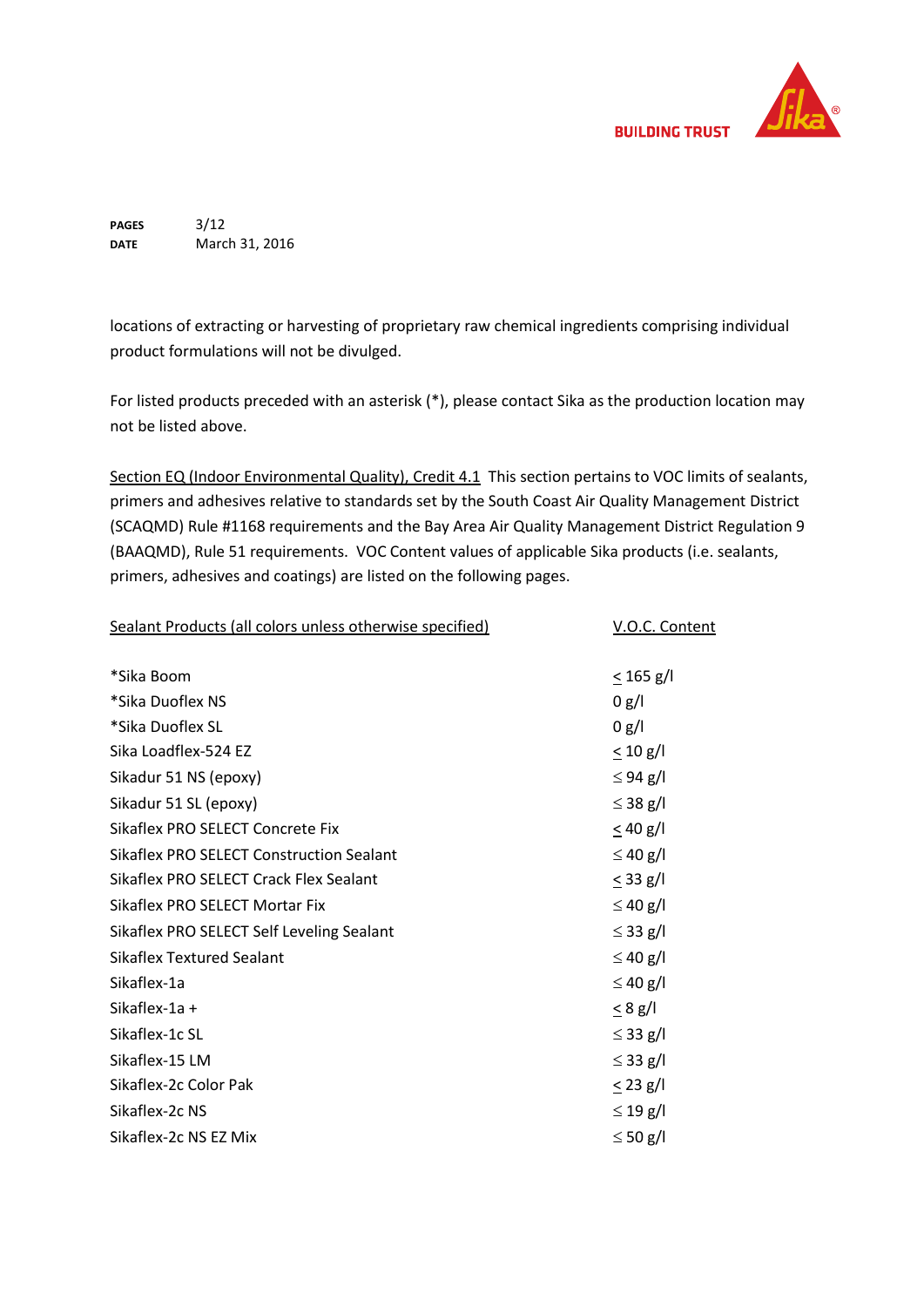locations of extracting or harvesting of proprietary raw chemical ingredients comprising individual product formulations will not be divulged.

For listed products preceded with an asterisk (*), please contact Sika as the production location may not be listed above.

Section EQ (Indoor Environmental Quality), Credit 4.1 This section pertains to VOC limits of sealants, primers and adhesives relative to standards set by the South Coast Air Quality Management District (SCAQMD) Rule #1168 requirements and the Bay Area Air Quality Management District Regulation 9 (BAAQMD), Rule 51 requirements. VOC Content values of applicable Sika products (i.e. sealants, primers, adhesives and coatings) are listed on the following pages.

| Sealant Products (all colors unless otherwise specified) | V.O.C. Content |
|---|---|
| *Sika Boom | ≤ 165 g/l |
| *Sika Duoflex NS | 0 g/l |
| *Sika Duoflex SL | 0 g/l |
| Sika Loadflex-524 EZ | ≤ 10 g/l |
| Sikadur 51 NS (epoxy) | ≤ 94 g/l |
| Sikadur 51 SL (epoxy) | ≤ 38 g/l |
| Sikaflex PRO SELECT Concrete Fix | ≤ 40 g/l |
| Sikaflex PRO SELECT Construction Sealant | ≤ 40 g/l |
| Sikaflex PRO SELECT Crack Flex Sealant | ≤ 33 g/l |
| Sikaflex PRO SELECT Mortar Fix | ≤ 40 g/l |
| Sikaflex PRO SELECT Self Leveling Sealant | ≤ 33 g/l |
| Sikaflex Textured Sealant | ≤ 40 g/l |
| Sikaflex-1a | ≤ 40 g/l |
| Sikaflex-1a + | ≤ 8 g/l |
| Sikaflex-1c SL | ≤ 33 g/l |
| Sikaflex-15 LM | ≤ 33 g/l |
| Sikaflex-2c Color Pak | ≤ 23 g/l |
| Sikaflex-2c NS | ≤ 19 g/l |
| Sikaflex-2c NS EZ Mix | ≤ 50 g/l |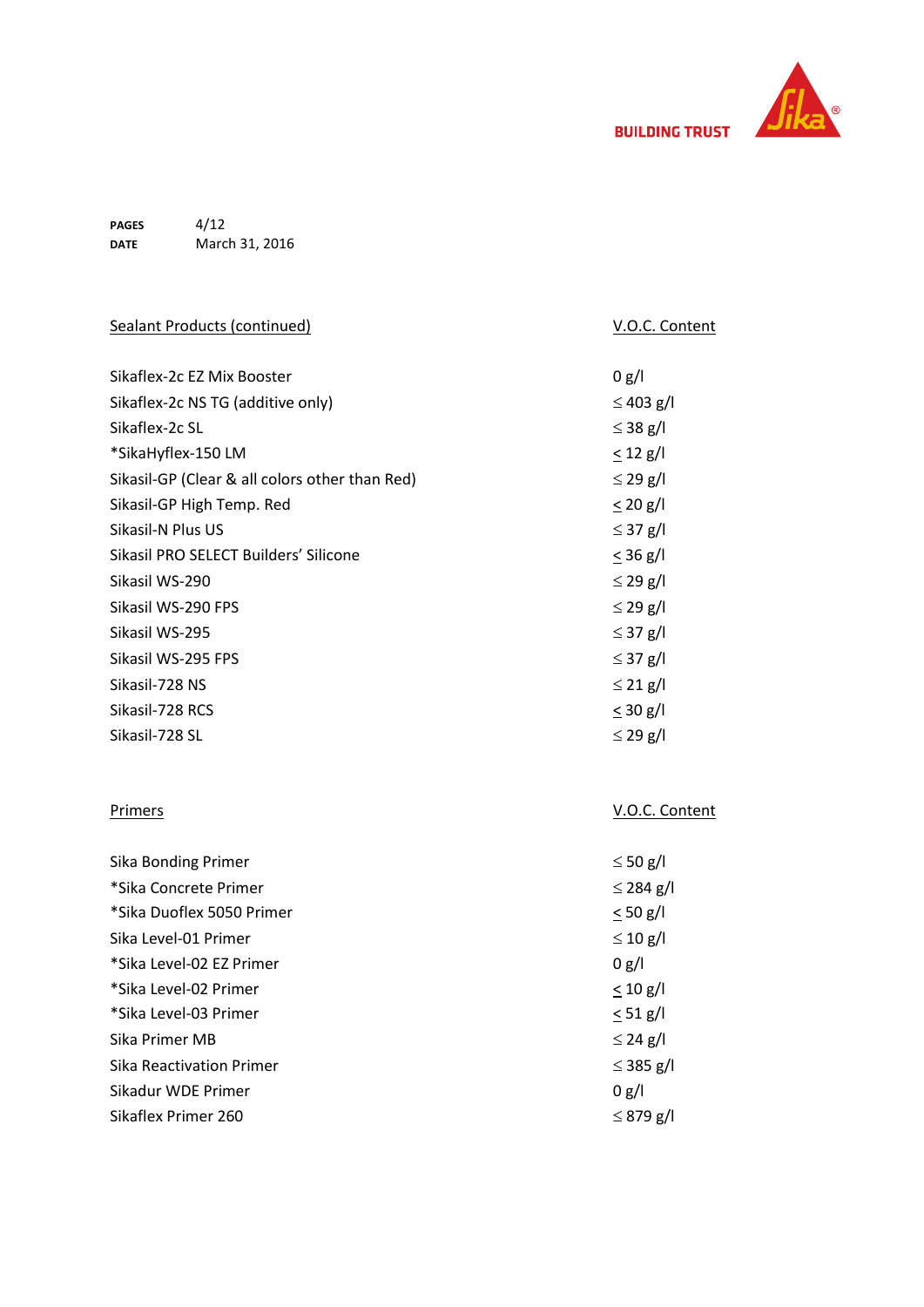PAGES 4/12
DATE March 31, 2016

| Sealant Products (continued) | V.O.C. Content |
| --- | --- |
| Sikaflex-2c EZ Mix Booster | 0 g/l |
| Sikaflex-2c NS TG (additive only) | ≤ 403 g/l |
| Sikaflex-2c SL | ≤ 38 g/l |
| *SikaHyflex-150 LM | ≤ 12 g/l |
| Sikasil-GP (Clear & all colors other than Red) | ≤ 29 g/l |
| Sikasil-GP High Temp. Red | ≤ 20 g/l |
| Sikasil-N Plus US | ≤ 37 g/l |
| Sikasil PRO SELECT Builders' Silicone | ≤ 36 g/l |
| Sikasil WS-290 | ≤ 29 g/l |
| Sikasil WS-290 FPS | ≤ 29 g/l |
| Sikasil WS-295 | ≤ 37 g/l |
| Sikasil WS-295 FPS | ≤ 37 g/l |
| Sikasil-728 NS | ≤ 21 g/l |
| Sikasil-728 RCS | ≤ 30 g/l |
| Sikasil-728 SL | ≤ 29 g/l |

| Primers | V.O.C. Content |
| --- | --- |
| Sika Bonding Primer | ≤ 50 g/l |
| *Sika Concrete Primer | ≤ 284 g/l |
| *Sika Duoflex 5050 Primer | ≤ 50 g/l |
| Sika Level-01 Primer | ≤ 10 g/l |
| *Sika Level-02 EZ Primer | 0 g/l |
| *Sika Level-02 Primer | ≤ 10 g/l |
| *Sika Level-03 Primer | ≤ 51 g/l |
| Sika Primer MB | ≤ 24 g/l |
| Sika Reactivation Primer | ≤ 385 g/l |
| Sikadur WDE Primer | 0 g/l |
| Sikaflex Primer 260 | ≤ 879 g/l |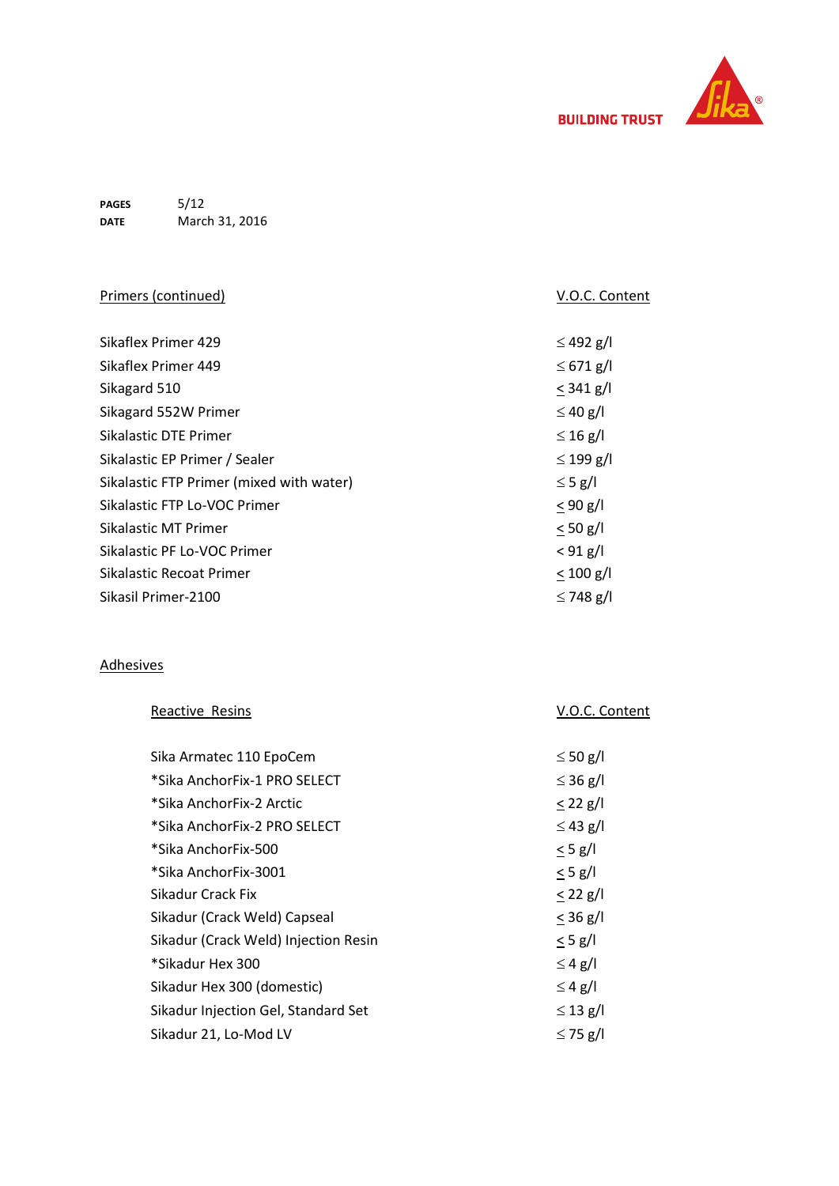| Primers (continued) | V.O.C. Content |
|---|---|
| Sikaflex Primer 429 | ≤ 492 g/l |
| Sikaflex Primer 449 | ≤ 671 g/l |
| Sikagard 510 | ≤ 341 g/l |
| Sikagard 552W Primer | ≤ 40 g/l |
| Sikalastic DTE Primer | ≤ 16 g/l |
| Sikalastic EP Primer / Sealer | ≤ 199 g/l |
| Sikalastic FTP Primer (mixed with water) | ≤ 5 g/l |
| Sikalastic FTP Lo-VOC Primer | ≤ 90 g/l |
| Sikalastic MT Primer | ≤ 50 g/l |
| Sikalastic PF Lo-VOC Primer | < 91 g/l |
| Sikalastic Recoat Primer | ≤ 100 g/l |
| Sikasil Primer-2100 | ≤ 748 g/l |

## Adhesives

| Reactive Resins | V.O.C. Content |
|---|---|
| Sika Armatec 110 EpoCem | ≤ 50 g/l |
| *Sika AnchorFix-1 PRO SELECT | ≤ 36 g/l |
| *Sika AnchorFix-2 Arctic | ≤ 22 g/l |
| *Sika AnchorFix-2 PRO SELECT | ≤ 43 g/l |
| *Sika AnchorFix-500 | ≤ 5 g/l |
| *Sika AnchorFix-3001 | ≤ 5 g/l |
| Sikadur Crack Fix | ≤ 22 g/l |
| Sikadur (Crack Weld) Capseal | ≤ 36 g/l |
| Sikadur (Crack Weld) Injection Resin | ≤ 5 g/l |
| *Sikadur Hex 300 | ≤ 4 g/l |
| Sikadur Hex 300 (domestic) | ≤ 4 g/l |
| Sikadur Injection Gel, Standard Set | ≤ 13 g/l |
| Sikadur 21, Lo-Mod LV | ≤ 75 g/l |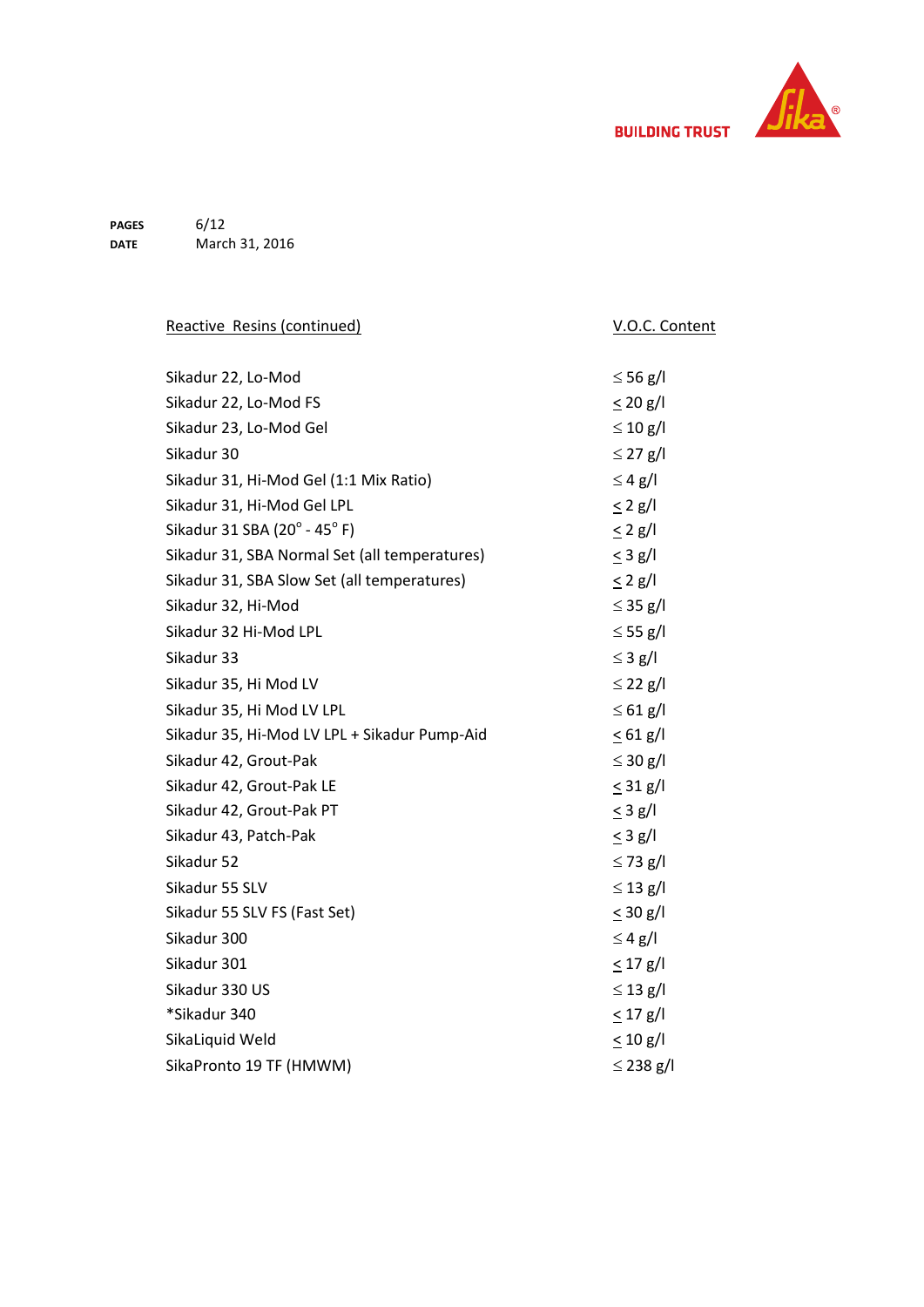PAGES 6/12
DATE March 31, 2016

| Reactive Resins (continued) | V.O.C. Content |
| --- | --- |
| Sikadur 22, Lo-Mod | ≤ 56 g/l |
| Sikadur 22, Lo-Mod FS | ≤ 20 g/l |
| Sikadur 23, Lo-Mod Gel | ≤ 10 g/l |
| Sikadur 30 | ≤ 27 g/l |
| Sikadur 31, Hi-Mod Gel (1:1 Mix Ratio) | ≤ 4 g/l |
| Sikadur 31, Hi-Mod Gel LPL | ≤ 2 g/l |
| Sikadur 31 SBA (20° - 45° F) | ≤ 2 g/l |
| Sikadur 31, SBA Normal Set (all temperatures) | ≤ 3 g/l |
| Sikadur 31, SBA Slow Set (all temperatures) | ≤ 2 g/l |
| Sikadur 32, Hi-Mod | ≤ 35 g/l |
| Sikadur 32 Hi-Mod LPL | ≤ 55 g/l |
| Sikadur 33 | ≤ 3 g/l |
| Sikadur 35, Hi Mod LV | ≤ 22 g/l |
| Sikadur 35, Hi Mod LV LPL | ≤ 61 g/l |
| Sikadur 35, Hi-Mod LV LPL + Sikadur Pump-Aid | ≤ 61 g/l |
| Sikadur 42, Grout-Pak | ≤ 30 g/l |
| Sikadur 42, Grout-Pak LE | ≤ 31 g/l |
| Sikadur 42, Grout-Pak PT | ≤ 3 g/l |
| Sikadur 43, Patch-Pak | ≤ 3 g/l |
| Sikadur 52 | ≤ 73 g/l |
| Sikadur 55 SLV | ≤ 13 g/l |
| Sikadur 55 SLV FS (Fast Set) | ≤ 30 g/l |
| Sikadur 300 | ≤ 4 g/l |
| Sikadur 301 | ≤ 17 g/l |
| Sikadur 330 US | ≤ 13 g/l |
| *Sikadur 340 | ≤ 17 g/l |
| SikaLiquid Weld | ≤ 10 g/l |
| SikaPronto 19 TF (HMWM) | ≤ 238 g/l |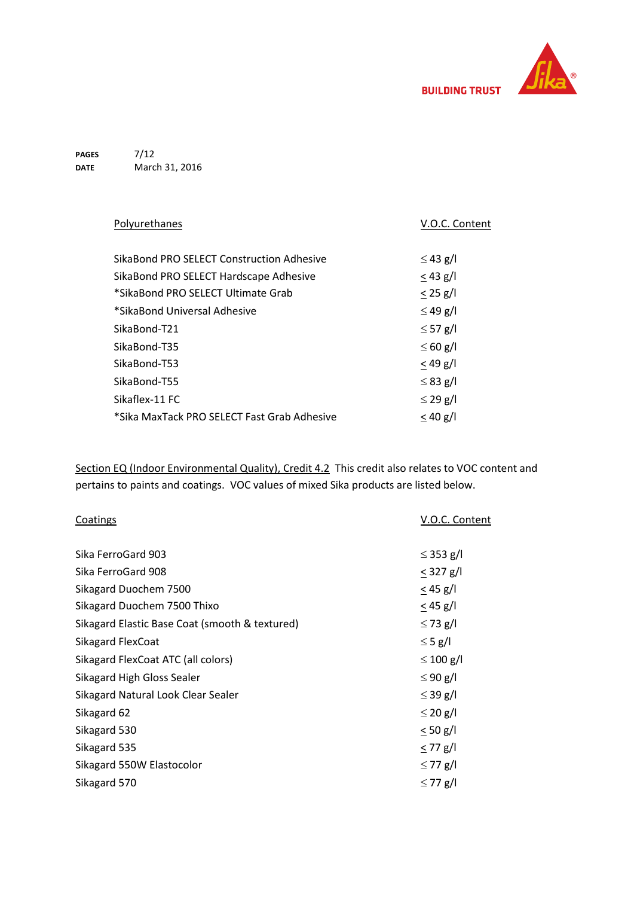| Polyurethanes | V.O.C. Content |
|---|---|
| SikaBond PRO SELECT Construction Adhesive | ≤ 43 g/l |
| SikaBond PRO SELECT Hardscape Adhesive | ≤ 43 g/l |
| *SikaBond PRO SELECT Ultimate Grab | ≤ 25 g/l |
| *SikaBond Universal Adhesive | ≤ 49 g/l |
| SikaBond-T21 | ≤ 57 g/l |
| SikaBond-T35 | ≤ 60 g/l |
| SikaBond-T53 | ≤ 49 g/l |
| SikaBond-T55 | ≤ 83 g/l |
| Sikaflex-11 FC | ≤ 29 g/l |
| *Sika MaxTack PRO SELECT Fast Grab Adhesive | ≤ 40 g/l |

Section EQ (Indoor Environmental Quality), Credit 4.2 This credit also relates to VOC content and pertains to paints and coatings. VOC values of mixed Sika products are listed below.

| Coatings | V.O.C. Content |
|---|---|
| Sika FerroGard 903 | ≤ 353 g/l |
| Sika FerroGard 908 | ≤ 327 g/l |
| Sikagard Duochem 7500 | ≤ 45 g/l |
| Sikagard Duochem 7500 Thixo | ≤ 45 g/l |
| Sikagard Elastic Base Coat (smooth & textured) | ≤ 73 g/l |
| Sikagard FlexCoat | ≤ 5 g/l |
| Sikagard FlexCoat ATC (all colors) | ≤ 100 g/l |
| Sikagard High Gloss Sealer | ≤ 90 g/l |
| Sikagard Natural Look Clear Sealer | ≤ 39 g/l |
| Sikagard 62 | ≤ 20 g/l |
| Sikagard 530 | ≤ 50 g/l |
| Sikagard 535 | ≤ 77 g/l |
| Sikagard 550W Elastocolor | ≤ 77 g/l |
| Sikagard 570 | ≤ 77 g/l |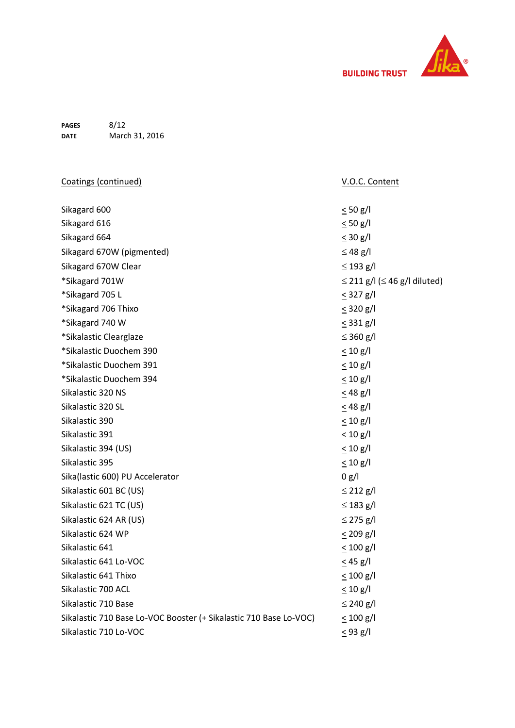PAGES 8/12
DATE March 31, 2016

| Coatings (continued) | V.O.C. Content |
| --- | --- |
| Sikagard 600 | ≤ 50 g/l |
| Sikagard 616 | ≤ 50 g/l |
| Sikagard 664 | ≤ 30 g/l |
| Sikagard 670W (pigmented) | ≤ 48 g/l |
| Sikagard 670W Clear | ≤ 193 g/l |
| *Sikagard 701W | ≤ 211 g/l (≤ 46 g/l diluted) |
| *Sikagard 705 L | ≤ 327 g/l |
| *Sikagard 706 Thixo | ≤ 320 g/l |
| *Sikagard 740 W | ≤ 331 g/l |
| *Sikalastic Clearglaze | ≤ 360 g/l |
| *Sikalastic Duochem 390 | ≤ 10 g/l |
| *Sikalastic Duochem 391 | ≤ 10 g/l |
| *Sikalastic Duochem 394 | ≤ 10 g/l |
| Sikalastic 320 NS | ≤ 48 g/l |
| Sikalastic 320 SL | ≤ 48 g/l |
| Sikalastic 390 | ≤ 10 g/l |
| Sikalastic 391 | ≤ 10 g/l |
| Sikalastic 394 (US) | ≤ 10 g/l |
| Sikalastic 395 | ≤ 10 g/l |
| Sika(lastic 600) PU Accelerator | 0 g/l |
| Sikalastic 601 BC (US) | ≤ 212 g/l |
| Sikalastic 621 TC (US) | ≤ 183 g/l |
| Sikalastic 624 AR (US) | ≤ 275 g/l |
| Sikalastic 624 WP | ≤ 209 g/l |
| Sikalastic 641 | ≤ 100 g/l |
| Sikalastic 641 Lo-VOC | ≤ 45 g/l |
| Sikalastic 641 Thixo | ≤ 100 g/l |
| Sikalastic 700 ACL | ≤ 10 g/l |
| Sikalastic 710 Base | ≤ 240 g/l |
| Sikalastic 710 Base Lo-VOC Booster (+ Sikalastic 710 Base Lo-VOC) | ≤ 100 g/l |
| Sikalastic 710 Lo-VOC | ≤ 93 g/l |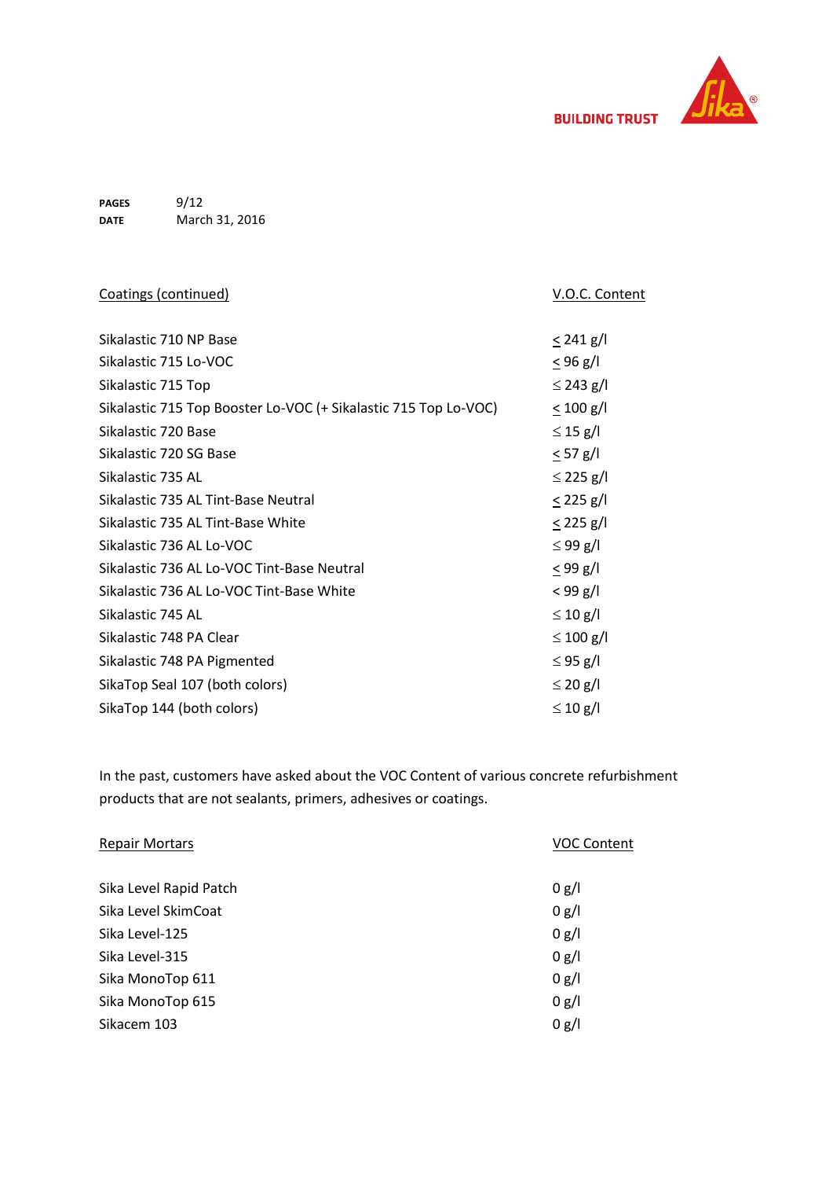| Coatings (continued) | V.O.C. Content |
|---|---|
| Sikalastic 710 NP Base | ≤ 241 g/l |
| Sikalastic 715 Lo-VOC | ≤ 96 g/l |
| Sikalastic 715 Top | ≤ 243 g/l |
| Sikalastic 715 Top Booster Lo-VOC (+ Sikalastic 715 Top Lo-VOC) | ≤ 100 g/l |
| Sikalastic 720 Base | ≤ 15 g/l |
| Sikalastic 720 SG Base | ≤ 57 g/l |
| Sikalastic 735 AL | ≤ 225 g/l |
| Sikalastic 735 AL Tint-Base Neutral | ≤ 225 g/l |
| Sikalastic 735 AL Tint-Base White | ≤ 225 g/l |
| Sikalastic 736 AL Lo-VOC | ≤ 99 g/l |
| Sikalastic 736 AL Lo-VOC Tint-Base Neutral | ≤ 99 g/l |
| Sikalastic 736 AL Lo-VOC Tint-Base White | < 99 g/l |
| Sikalastic 745 AL | ≤ 10 g/l |
| Sikalastic 748 PA Clear | ≤ 100 g/l |
| Sikalastic 748 PA Pigmented | ≤ 95 g/l |
| SikaTop Seal 107 (both colors) | ≤ 20 g/l |
| SikaTop 144 (both colors) | ≤ 10 g/l |

In the past, customers have asked about the VOC Content of various concrete refurbishment products that are not sealants, primers, adhesives or coatings.

| Repair Mortars | VOC Content |
|---|---|
| Sika Level Rapid Patch | 0 g/l |
| Sika Level SkimCoat | 0 g/l |
| Sika Level-125 | 0 g/l |
| Sika Level-315 | 0 g/l |
| Sika MonoTop 611 | 0 g/l |
| Sika MonoTop 615 | 0 g/l |
| Sikacem 103 | 0 g/l |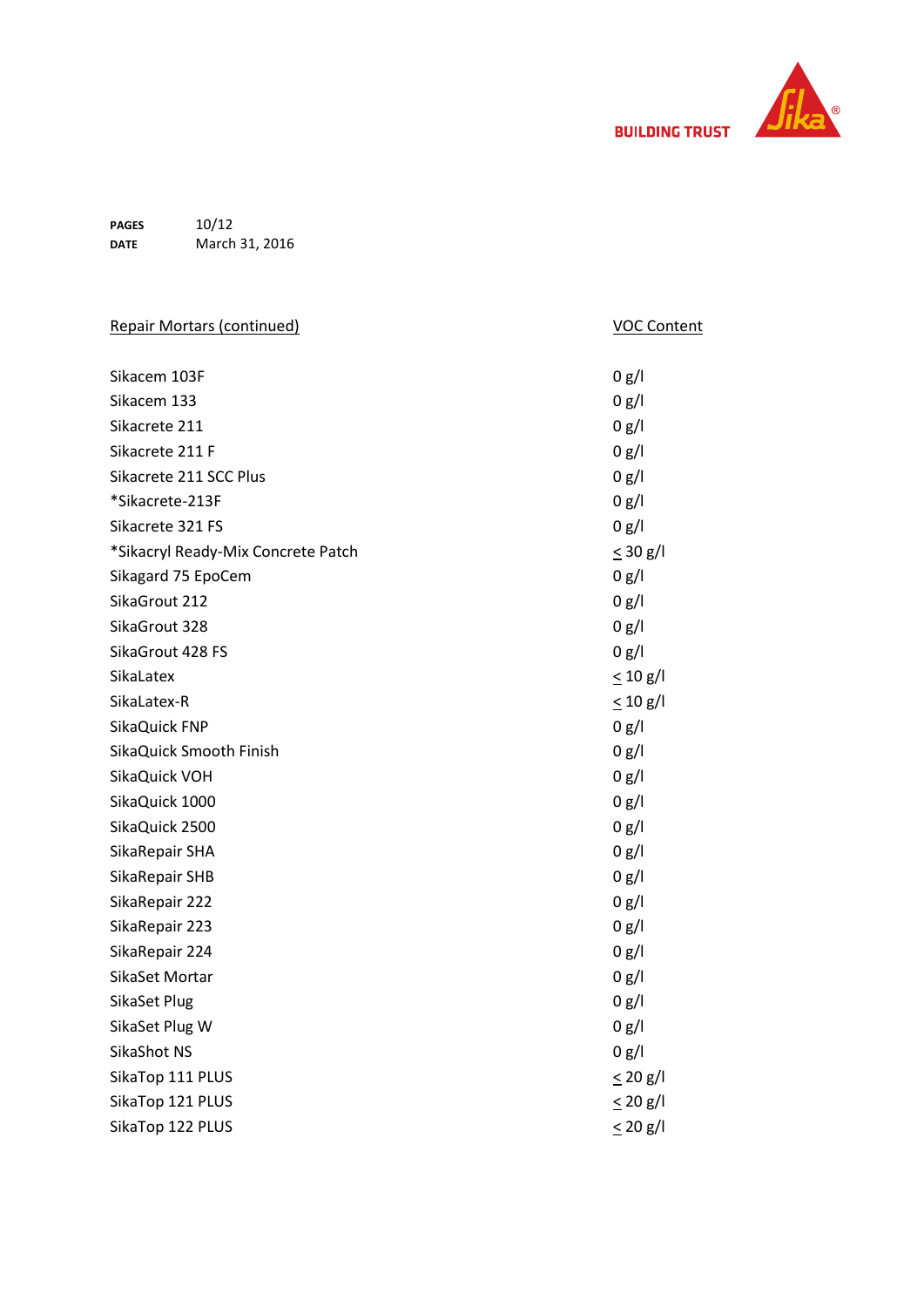| Repair Mortars (continued) | VOC Content |
|---|---|
| Sikacem 103F | 0 g/l |
| Sikacem 133 | 0 g/l |
| Sikacrete 211 | 0 g/l |
| Sikacrete 211 F | 0 g/l |
| Sikacrete 211 SCC Plus | 0 g/l |
| *Sikacrete-213F | 0 g/l |
| Sikacrete 321 FS | 0 g/l |
| *Sikacryl Ready-Mix Concrete Patch | ≤ 30 g/l |
| Sikagard 75 EpoCem | 0 g/l |
| SikaGrout 212 | 0 g/l |
| SikaGrout 328 | 0 g/l |
| SikaGrout 428 FS | 0 g/l |
| SikaLatex | ≤ 10 g/l |
| SikaLatex-R | ≤ 10 g/l |
| SikaQuick FNP | 0 g/l |
| SikaQuick Smooth Finish | 0 g/l |
| SikaQuick VOH | 0 g/l |
| SikaQuick 1000 | 0 g/l |
| SikaQuick 2500 | 0 g/l |
| SikaRepair SHA | 0 g/l |
| SikaRepair SHB | 0 g/l |
| SikaRepair 222 | 0 g/l |
| SikaRepair 223 | 0 g/l |
| SikaRepair 224 | 0 g/l |
| SikaSet Mortar | 0 g/l |
| SikaSet Plug | 0 g/l |
| SikaSet Plug W | 0 g/l |
| SikaShot NS | 0 g/l |
| SikaTop 111 PLUS | ≤ 20 g/l |
| SikaTop 121 PLUS | ≤ 20 g/l |
| SikaTop 122 PLUS | ≤ 20 g/l |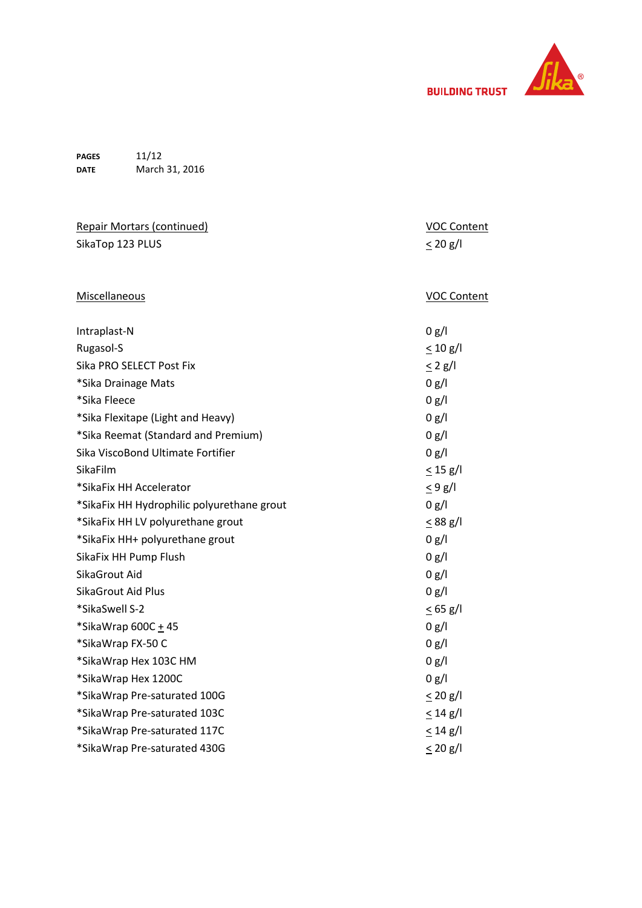BUILDING TRUST

**PAGES** 11/12
**DATE** March 31, 2016

| Repair Mortars (continued) | VOC Content |
| --- | --- |
| SikaTop 123 PLUS | ≤ 20 g/l |

| Miscellaneous | VOC Content |
| --- | --- |
| Intraplast-N | 0 g/l |
| Rugasol-S | ≤ 10 g/l |
| Sika PRO SELECT Post Fix | ≤ 2 g/l |
| *Sika Drainage Mats | 0 g/l |
| *Sika Fleece | 0 g/l |
| *Sika Flexitape (Light and Heavy) | 0 g/l |
| *Sika Reemat (Standard and Premium) | 0 g/l |
| Sika ViscoBond Ultimate Fortifier | 0 g/l |
| SikaFilm | ≤ 15 g/l |
| *SikaFix HH Accelerator | ≤ 9 g/l |
| *SikaFix HH Hydrophilic polyurethane grout | 0 g/l |
| *SikaFix HH LV polyurethane grout | ≤ 88 g/l |
| *SikaFix HH+ polyurethane grout | 0 g/l |
| SikaFix HH Pump Flush | 0 g/l |
| SikaGrout Aid | 0 g/l |
| SikaGrout Aid Plus | 0 g/l |
| *SikaSwell S-2 | ≤ 65 g/l |
| *SikaWrap 600C ± 45 | 0 g/l |
| *SikaWrap FX-50 C | 0 g/l |
| *SikaWrap Hex 103C HM | 0 g/l |
| *SikaWrap Hex 1200C | 0 g/l |
| *SikaWrap Pre-saturated 100G | ≤ 20 g/l |
| *SikaWrap Pre-saturated 103C | ≤ 14 g/l |
| *SikaWrap Pre-saturated 117C | ≤ 14 g/l |
| *SikaWrap Pre-saturated 430G | ≤ 20 g/l |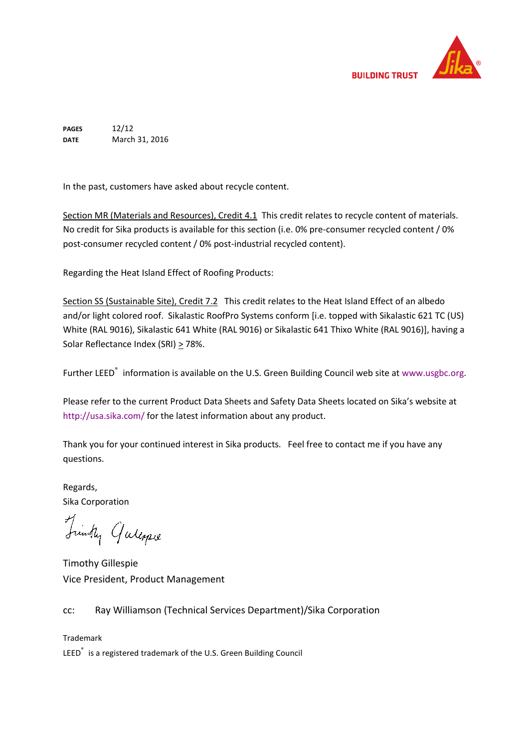**PAGES** 12/12
**DATE** March 31, 2016

In the past, customers have asked about recycle content.

Section MR (Materials and Resources), Credit 4.1 This credit relates to recycle content of materials. No credit for Sika products is available for this section (i.e. 0% pre-consumer recycled content / 0% post-consumer recycled content / 0% post-industrial recycled content).

Regarding the Heat Island Effect of Roofing Products:

Section SS (Sustainable Site), Credit 7.2 This credit relates to the Heat Island Effect of an albedo and/or light colored roof. Sikalastic RoofPro Systems conform [i.e. topped with Sikalastic 621 TC (US) White (RAL 9016), Sikalastic 641 White (RAL 9016) or Sikalastic 641 Thixo White (RAL 9016)], having a Solar Reflectance Index (SRI) ≥ 78%.

Further LEED® information is available on the U.S. Green Building Council web site at www.usgbc.org.

Please refer to the current Product Data Sheets and Safety Data Sheets located on Sika's website at http://usa.sika.com/ for the latest information about any product.

Thank you for your continued interest in Sika products. Feel free to contact me if you have any questions.

Regards,
Sika Corporation

Timothy Gillespie
Vice President, Product Management

cc: Ray Williamson (Technical Services Department)/Sika Corporation

Trademark
LEED® is a registered trademark of the U.S. Green Building Council